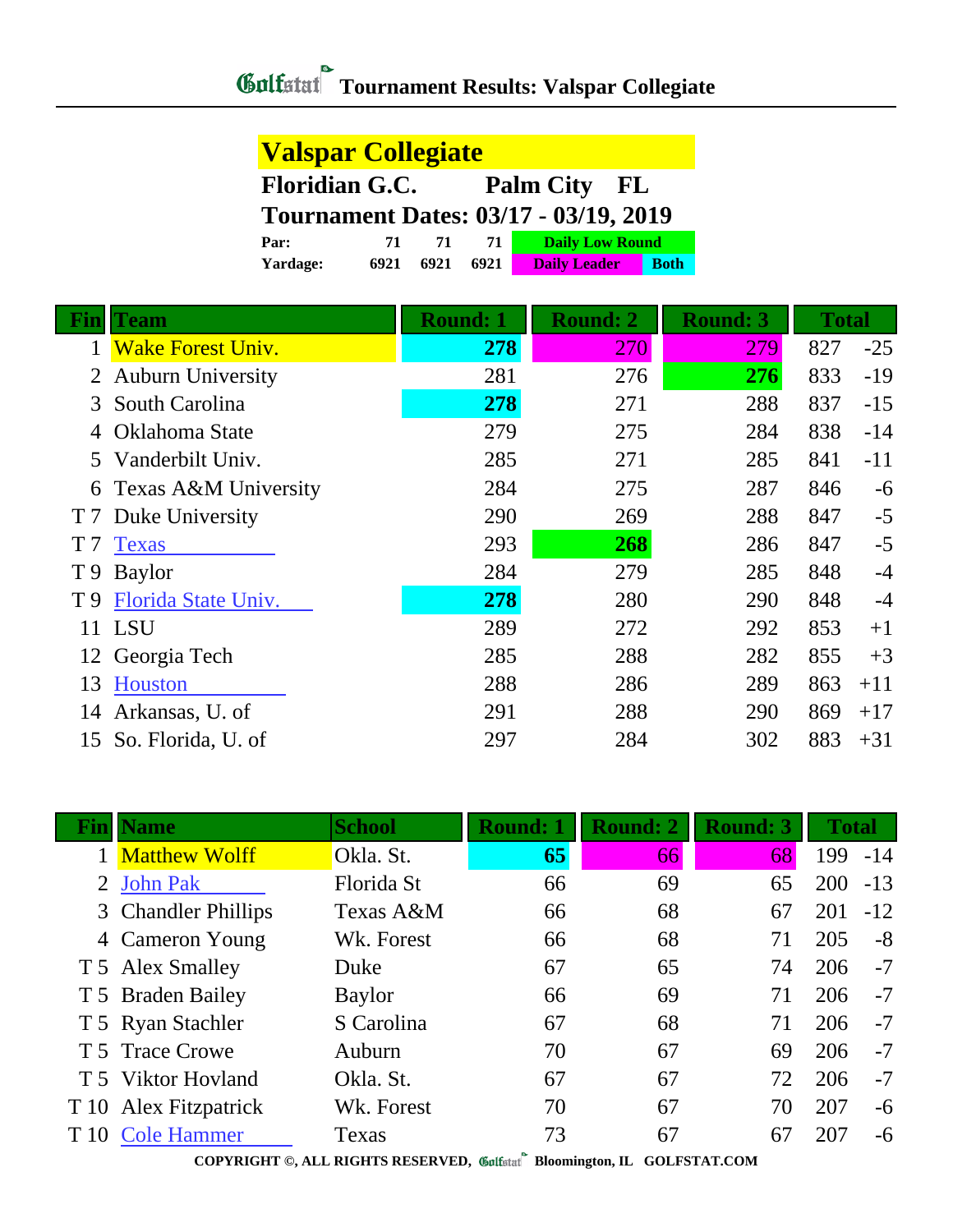# Tournament Results: Valspar Collegiate

## Valspar Collegiate

**Floridian G.C. Palm City FL**

**Tournament Dates: 03/17 - 03/19, 2019**

| | | | | |
|---|---|---|---|---|
| **Par:** | 71 | 71 | 71 | Daily Low Round |
| **Yardage:** | 6921 | 6921 | 6921 | Daily Leader / Both |

| Fin | Team | Round: 1 | Round: 2 | Round: 3 | Total | |
|---|---|---|---|---|---|---|
| 1 | Wake Forest Univ. | **278** | 270 | 279 | 827 | -25 |
| 2 | Auburn University | 281 | 276 | **276** | 833 | -19 |
| 3 | South Carolina | **278** | 271 | 288 | 837 | -15 |
| 4 | Oklahoma State | 279 | 275 | 284 | 838 | -14 |
| 5 | Vanderbilt Univ. | 285 | 271 | 285 | 841 | -11 |
| 6 | Texas A&M University | 284 | 275 | 287 | 846 | -6 |
| T 7 | Duke University | 290 | 269 | 288 | 847 | -5 |
| T 7 | Texas | 293 | **268** | 286 | 847 | -5 |
| T 9 | Baylor | 284 | 279 | 285 | 848 | -4 |
| T 9 | Florida State Univ. | **278** | 280 | 290 | 848 | -4 |
| 11 | LSU | 289 | 272 | 292 | 853 | +1 |
| 12 | Georgia Tech | 285 | 288 | 282 | 855 | +3 |
| 13 | Houston | 288 | 286 | 289 | 863 | +11 |
| 14 | Arkansas, U. of | 291 | 288 | 290 | 869 | +17 |
| 15 | So. Florida, U. of | 297 | 284 | 302 | 883 | +31 |

| Fin | Name | School | Round: 1 | Round: 2 | Round: 3 | Total | |
|---|---|---|---|---|---|---|---|
| 1 | Matthew Wolff | Okla. St. | **65** | 66 | 68 | 199 | -14 |
| 2 | John Pak | Florida St | 66 | 69 | 65 | 200 | -13 |
| 3 | Chandler Phillips | Texas A&M | 66 | 68 | 67 | 201 | -12 |
| 4 | Cameron Young | Wk. Forest | 66 | 68 | 71 | 205 | -8 |
| T 5 | Alex Smalley | Duke | 67 | 65 | 74 | 206 | -7 |
| T 5 | Braden Bailey | Baylor | 66 | 69 | 71 | 206 | -7 |
| T 5 | Ryan Stachler | S Carolina | 67 | 68 | 71 | 206 | -7 |
| T 5 | Trace Crowe | Auburn | 70 | 67 | 69 | 206 | -7 |
| T 5 | Viktor Hovland | Okla. St. | 67 | 67 | 72 | 206 | -7 |
| T 10 | Alex Fitzpatrick | Wk. Forest | 70 | 67 | 70 | 207 | -6 |
| T 10 | Cole Hammer | Texas | 73 | 67 | 67 | 207 | -6 |

COPYRIGHT ©, ALL RIGHTS RESERVED, Golfstat Bloomington, IL GOLFSTAT.COM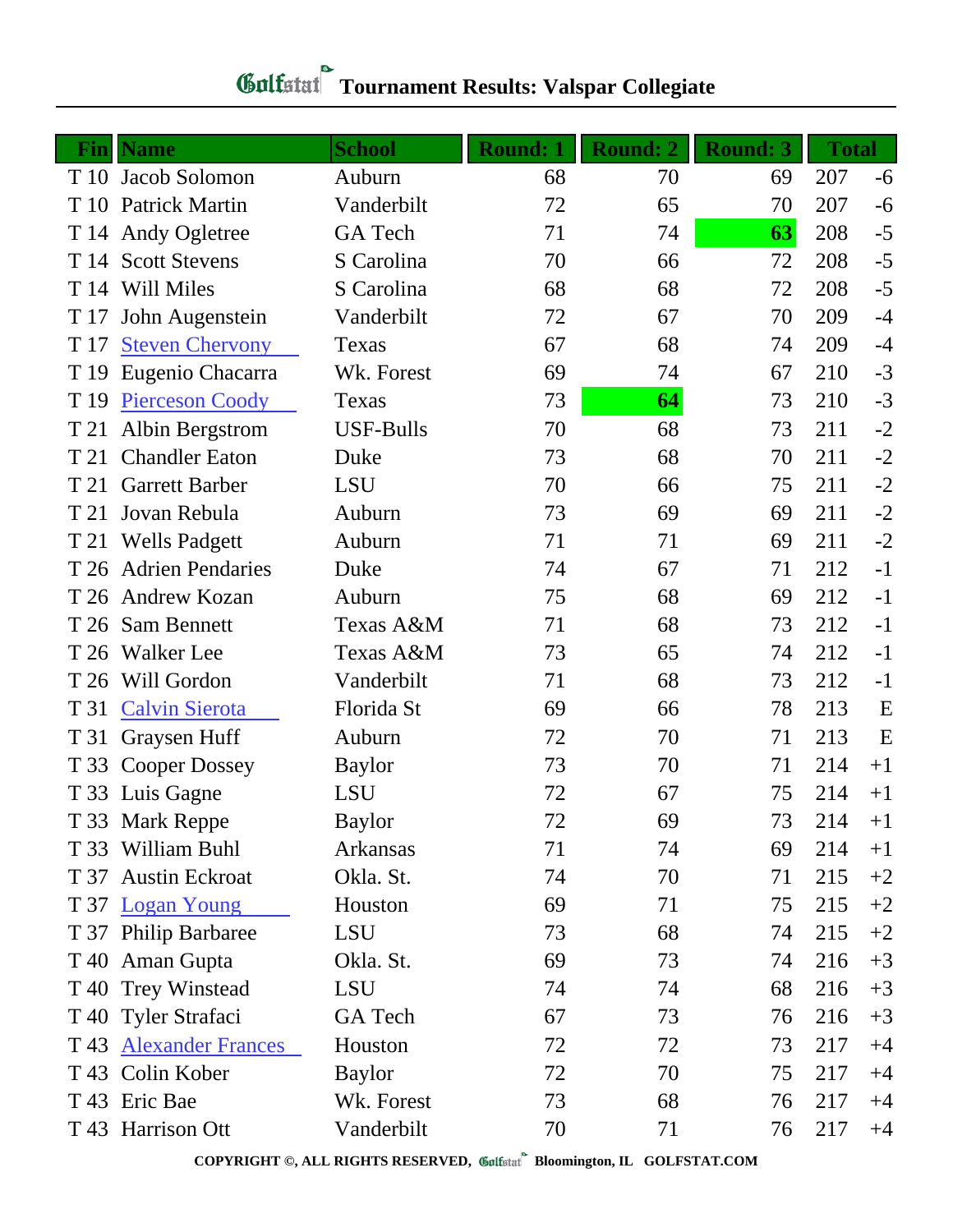# Golfstat Tournament Results: Valspar Collegiate

| Fin | Name | School | Round: 1 | Round: 2 | Round: 3 | Total | |
|---|---|---|---|---|---|---|---|
| T 10 | Jacob Solomon | Auburn | 68 | 70 | 69 | 207 | -6 |
| T 10 | Patrick Martin | Vanderbilt | 72 | 65 | 70 | 207 | -6 |
| T 14 | Andy Ogletree | GA Tech | 71 | 74 | **63** | 208 | -5 |
| T 14 | Scott Stevens | S Carolina | 70 | 66 | 72 | 208 | -5 |
| T 14 | Will Miles | S Carolina | 68 | 68 | 72 | 208 | -5 |
| T 17 | John Augenstein | Vanderbilt | 72 | 67 | 70 | 209 | -4 |
| T 17 | Steven Chervony | Texas | 67 | 68 | 74 | 209 | -4 |
| T 19 | Eugenio Chacarra | Wk. Forest | 69 | 74 | 67 | 210 | -3 |
| T 19 | Pierceson Coody | Texas | 73 | **64** | 73 | 210 | -3 |
| T 21 | Albin Bergstrom | USF-Bulls | 70 | 68 | 73 | 211 | -2 |
| T 21 | Chandler Eaton | Duke | 73 | 68 | 70 | 211 | -2 |
| T 21 | Garrett Barber | LSU | 70 | 66 | 75 | 211 | -2 |
| T 21 | Jovan Rebula | Auburn | 73 | 69 | 69 | 211 | -2 |
| T 21 | Wells Padgett | Auburn | 71 | 71 | 69 | 211 | -2 |
| T 26 | Adrien Pendaries | Duke | 74 | 67 | 71 | 212 | -1 |
| T 26 | Andrew Kozan | Auburn | 75 | 68 | 69 | 212 | -1 |
| T 26 | Sam Bennett | Texas A&M | 71 | 68 | 73 | 212 | -1 |
| T 26 | Walker Lee | Texas A&M | 73 | 65 | 74 | 212 | -1 |
| T 26 | Will Gordon | Vanderbilt | 71 | 68 | 73 | 212 | -1 |
| T 31 | Calvin Sierota | Florida St | 69 | 66 | 78 | 213 | E |
| T 31 | Graysen Huff | Auburn | 72 | 70 | 71 | 213 | E |
| T 33 | Cooper Dossey | Baylor | 73 | 70 | 71 | 214 | +1 |
| T 33 | Luis Gagne | LSU | 72 | 67 | 75 | 214 | +1 |
| T 33 | Mark Reppe | Baylor | 72 | 69 | 73 | 214 | +1 |
| T 33 | William Buhl | Arkansas | 71 | 74 | 69 | 214 | +1 |
| T 37 | Austin Eckroat | Okla. St. | 74 | 70 | 71 | 215 | +2 |
| T 37 | Logan Young | Houston | 69 | 71 | 75 | 215 | +2 |
| T 37 | Philip Barbaree | LSU | 73 | 68 | 74 | 215 | +2 |
| T 40 | Aman Gupta | Okla. St. | 69 | 73 | 74 | 216 | +3 |
| T 40 | Trey Winstead | LSU | 74 | 74 | 68 | 216 | +3 |
| T 40 | Tyler Strafaci | GA Tech | 67 | 73 | 76 | 216 | +3 |
| T 43 | Alexander Frances | Houston | 72 | 72 | 73 | 217 | +4 |
| T 43 | Colin Kober | Baylor | 72 | 70 | 75 | 217 | +4 |
| T 43 | Eric Bae | Wk. Forest | 73 | 68 | 76 | 217 | +4 |
| T 43 | Harrison Ott | Vanderbilt | 70 | 71 | 76 | 217 | +4 |

COPYRIGHT ©, ALL RIGHTS RESERVED, Golfstat Bloomington, IL GOLFSTAT.COM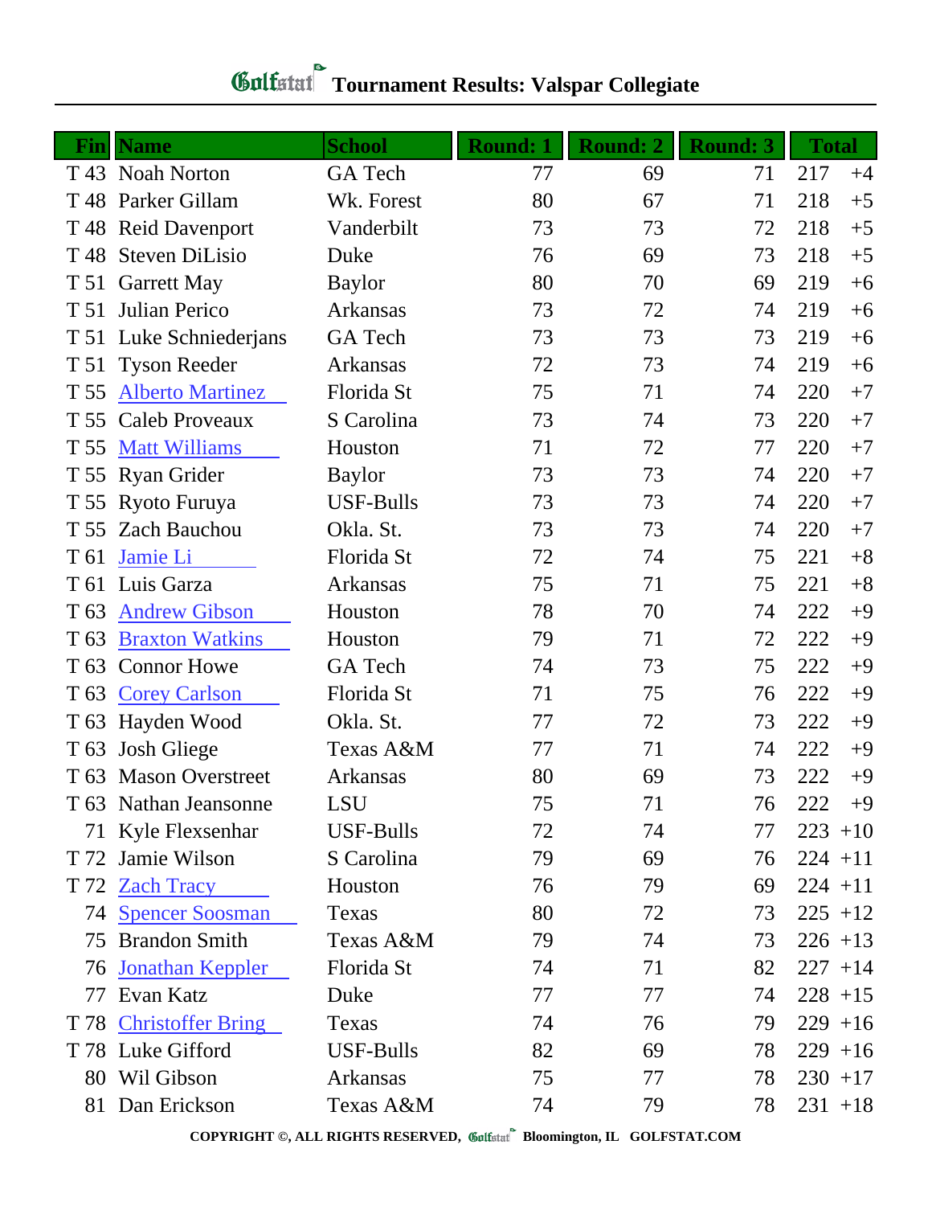# Tournament Results: Valspar Collegiate

| Fin | Name | School | Round: 1 | Round: 2 | Round: 3 | Total | |
|---|---|---|---|---|---|---|---|
| T 43 | Noah Norton | GA Tech | 77 | 69 | 71 | 217 | +4 |
| T 48 | Parker Gillam | Wk. Forest | 80 | 67 | 71 | 218 | +5 |
| T 48 | Reid Davenport | Vanderbilt | 73 | 73 | 72 | 218 | +5 |
| T 48 | Steven DiLisio | Duke | 76 | 69 | 73 | 218 | +5 |
| T 51 | Garrett May | Baylor | 80 | 70 | 69 | 219 | +6 |
| T 51 | Julian Perico | Arkansas | 73 | 72 | 74 | 219 | +6 |
| T 51 | Luke Schniederjans | GA Tech | 73 | 73 | 73 | 219 | +6 |
| T 51 | Tyson Reeder | Arkansas | 72 | 73 | 74 | 219 | +6 |
| T 55 | Alberto Martinez | Florida St | 75 | 71 | 74 | 220 | +7 |
| T 55 | Caleb Proveaux | S Carolina | 73 | 74 | 73 | 220 | +7 |
| T 55 | Matt Williams | Houston | 71 | 72 | 77 | 220 | +7 |
| T 55 | Ryan Grider | Baylor | 73 | 73 | 74 | 220 | +7 |
| T 55 | Ryoto Furuya | USF-Bulls | 73 | 73 | 74 | 220 | +7 |
| T 55 | Zach Bauchou | Okla. St. | 73 | 73 | 74 | 220 | +7 |
| T 61 | Jamie Li | Florida St | 72 | 74 | 75 | 221 | +8 |
| T 61 | Luis Garza | Arkansas | 75 | 71 | 75 | 221 | +8 |
| T 63 | Andrew Gibson | Houston | 78 | 70 | 74 | 222 | +9 |
| T 63 | Braxton Watkins | Houston | 79 | 71 | 72 | 222 | +9 |
| T 63 | Connor Howe | GA Tech | 74 | 73 | 75 | 222 | +9 |
| T 63 | Corey Carlson | Florida St | 71 | 75 | 76 | 222 | +9 |
| T 63 | Hayden Wood | Okla. St. | 77 | 72 | 73 | 222 | +9 |
| T 63 | Josh Gliege | Texas A&M | 77 | 71 | 74 | 222 | +9 |
| T 63 | Mason Overstreet | Arkansas | 80 | 69 | 73 | 222 | +9 |
| T 63 | Nathan Jeansonne | LSU | 75 | 71 | 76 | 222 | +9 |
| 71 | Kyle Flexsenhar | USF-Bulls | 72 | 74 | 77 | 223 | +10 |
| T 72 | Jamie Wilson | S Carolina | 79 | 69 | 76 | 224 | +11 |
| T 72 | Zach Tracy | Houston | 76 | 79 | 69 | 224 | +11 |
| 74 | Spencer Soosman | Texas | 80 | 72 | 73 | 225 | +12 |
| 75 | Brandon Smith | Texas A&M | 79 | 74 | 73 | 226 | +13 |
| 76 | Jonathan Keppler | Florida St | 74 | 71 | 82 | 227 | +14 |
| 77 | Evan Katz | Duke | 77 | 77 | 74 | 228 | +15 |
| T 78 | Christoffer Bring | Texas | 74 | 76 | 79 | 229 | +16 |
| T 78 | Luke Gifford | USF-Bulls | 82 | 69 | 78 | 229 | +16 |
| 80 | Wil Gibson | Arkansas | 75 | 77 | 78 | 230 | +17 |
| 81 | Dan Erickson | Texas A&M | 74 | 79 | 78 | 231 | +18 |

COPYRIGHT ©, ALL RIGHTS RESERVED, Golfstat Bloomington, IL GOLFSTAT.COM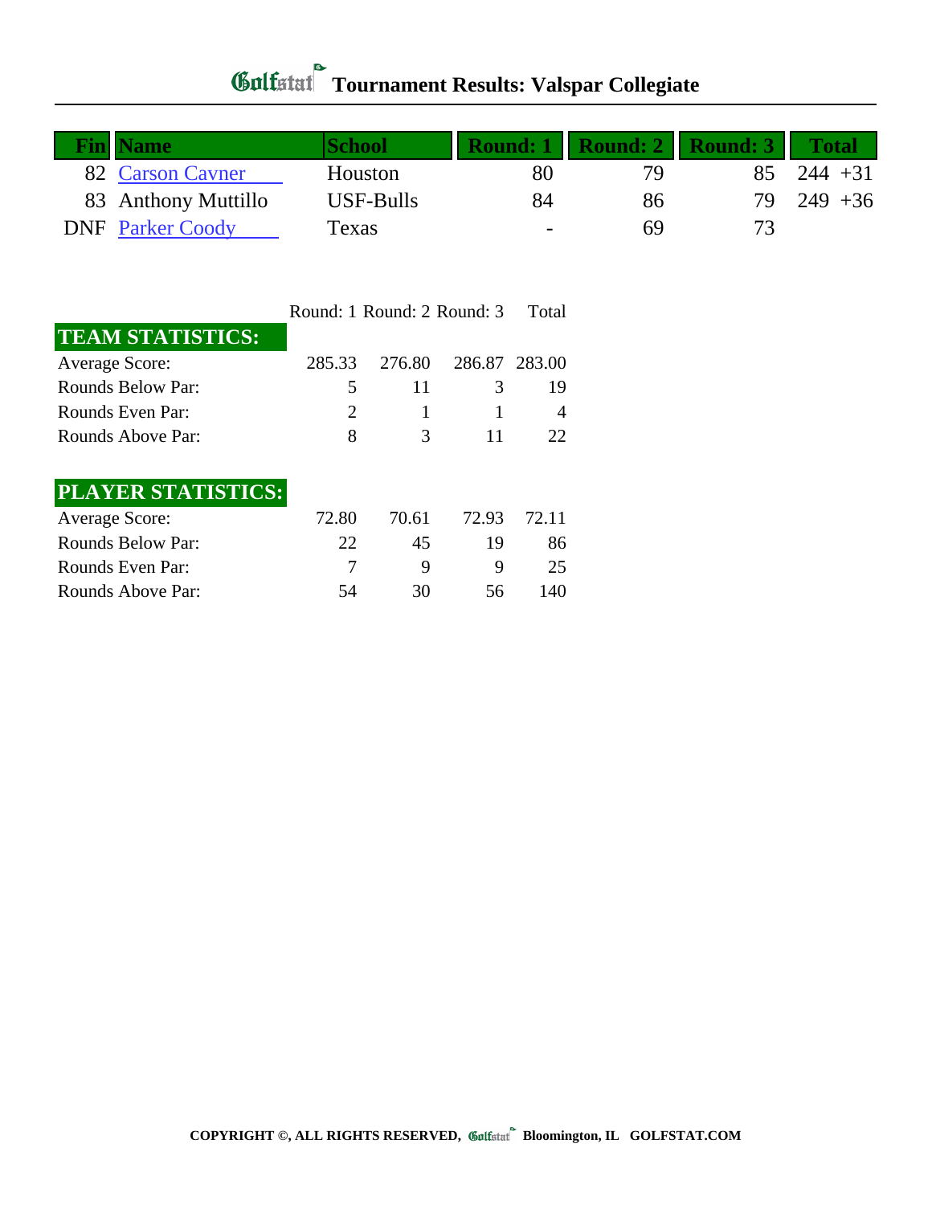# Golfstat Tournament Results: Valspar Collegiate

| Fin | Name | School | Round: 1 | Round: 2 | Round: 3 | Total | |
|---|---|---|---|---|---|---|---|
| 82 | Carson Cavner | Houston | 80 | 79 | 85 | 244 | +31 |
| 83 | Anthony Muttillo | USF-Bulls | 84 | 86 | 79 | 249 | +36 |
| DNF | Parker Coody | Texas | - | 69 | 73 | | |

| TEAM STATISTICS: | Round: 1 | Round: 2 | Round: 3 | Total |
|---|---|---|---|---|
| Average Score: | 285.33 | 276.80 | 286.87 | 283.00 |
| Rounds Below Par: | 5 | 11 | 3 | 19 |
| Rounds Even Par: | 2 | 1 | 1 | 4 |
| Rounds Above Par: | 8 | 3 | 11 | 22 |

| PLAYER STATISTICS: | Round: 1 | Round: 2 | Round: 3 | Total |
|---|---|---|---|---|
| Average Score: | 72.80 | 70.61 | 72.93 | 72.11 |
| Rounds Below Par: | 22 | 45 | 19 | 86 |
| Rounds Even Par: | 7 | 9 | 9 | 25 |
| Rounds Above Par: | 54 | 30 | 56 | 140 |